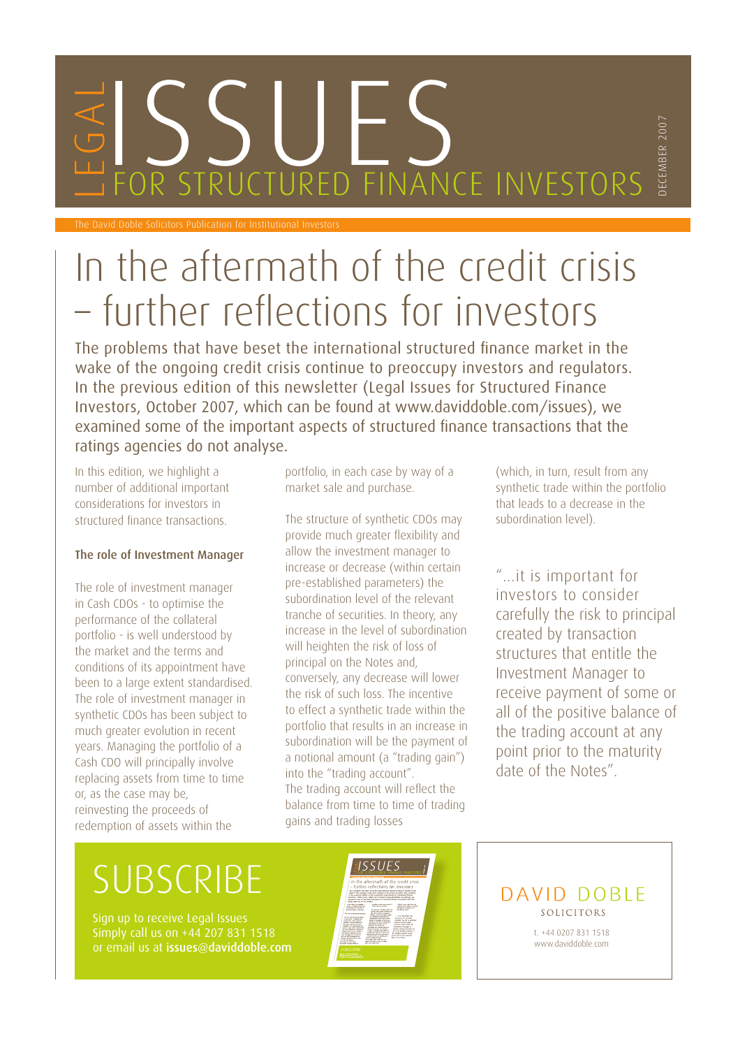# LEGAL ISSUES FOR STRUCTURED FINANCE INVESTORS

DECEMBER 2007

The David Doble Solicitors Publication for Institutional Investors

# In the aftermath of the credit crisis – further reflections for investors

The problems that have beset the international structured finance market in the wake of the ongoing credit crisis continue to preoccupy investors and regulators. In the previous edition of this newsletter (Legal Issues for Structured Finance Investors, October 2007, which can be found at www.daviddoble.com/issues), we examined some of the important aspects of structured finance transactions that the ratings agencies do not analyse.

In this edition, we highlight a number of additional important considerations for investors in structured finance transactions.

### The role of Investment Manager

The role of investment manager in Cash CDOs - to optimise the performance of the collateral portfolio - is well understood by the market and the terms and conditions of its appointment have been to a large extent standardised. The role of investment manager in synthetic CDOs has been subject to much greater evolution in recent years. Managing the portfolio of a Cash CDO will principally involve replacing assets from time to time or, as the case may be, reinvesting the proceeds of redemption of assets within the portfolio, in each case by way of a market sale and purchase.

The structure of synthetic CDOs may provide much greater flexibility and allow the investment manager to increase or decrease (within certain pre-established parameters) the subordination level of the relevant tranche of securities. In theory, any increase in the level of subordination will heighten the risk of loss of principal on the Notes and, conversely, any decrease will lower the risk of such loss. The incentive to effect a synthetic trade within the portfolio that results in an increase in subordination will be the payment of a notional amount (a "trading gain") into the "trading account". The trading account will reflect the balance from time to time of trading gains and trading losses (which, in turn, result from any synthetic trade within the portfolio that leads to a decrease in the subordination level).

> "...it is important for investors to consider carefully the risk to principal created by transaction structures that entitle the Investment Manager to receive payment of some or all of the positive balance of the trading account at any point prior to the maturity date of the Notes".

## SUBSCRIBE

Sign up to receive Legal Issues
Simply call us on +44 207 831 1518
or email us at **issues@daviddoble.com**

DAVID DOBLE
SOLICITORS

t. +44 0207 831 1518
www.daviddoble.com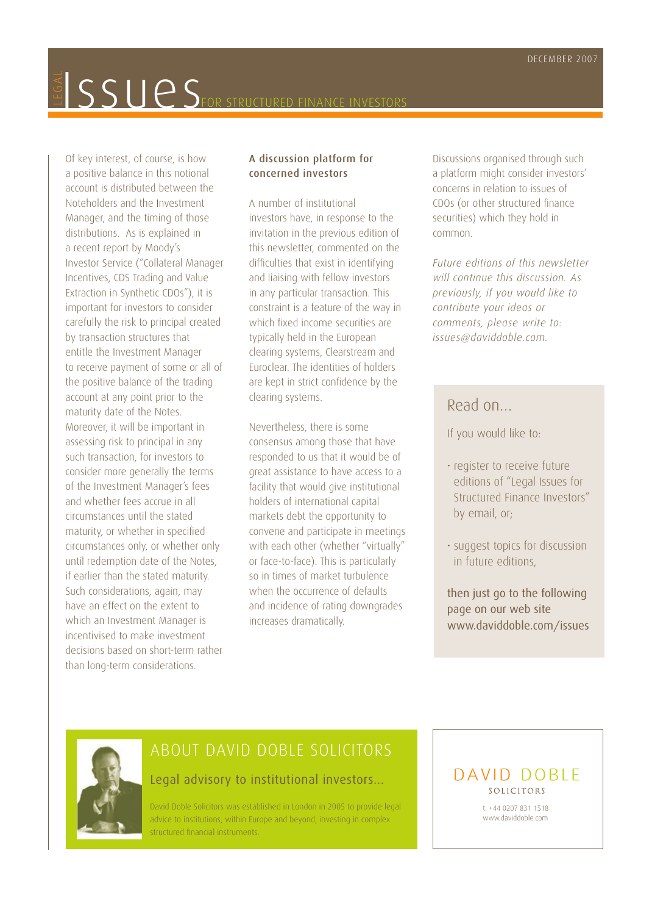Of key interest, of course, is how a positive balance in this notional account is distributed between the Noteholders and the Investment Manager, and the timing of those distributions. As is explained in a recent report by Moody's Investor Service ("Collateral Manager Incentives, CDS Trading and Value Extraction in Synthetic CDOs"), it is important for investors to consider carefully the risk to principal created by transaction structures that entitle the Investment Manager to receive payment of some or all of the positive balance of the trading account at any point prior to the maturity date of the Notes. Moreover, it will be important in assessing risk to principal in any such transaction, for investors to consider more generally the terms of the Investment Manager's fees and whether fees accrue in all circumstances until the stated maturity, or whether in specified circumstances only, or whether only until redemption date of the Notes, if earlier than the stated maturity. Such considerations, again, may have an effect on the extent to which an Investment Manager is incentivised to make investment decisions based on short-term rather than long-term considerations.

### A discussion platform for concerned investors

A number of institutional investors have, in response to the invitation in the previous edition of this newsletter, commented on the difficulties that exist in identifying and liaising with fellow investors in any particular transaction. This constraint is a feature of the way in which fixed income securities are typically held in the European clearing systems, Clearstream and Euroclear. The identities of holders are kept in strict confidence by the clearing systems.

Nevertheless, there is some consensus among those that have responded to us that it would be of great assistance to have access to a facility that would give institutional holders of international capital markets debt the opportunity to convene and participate in meetings with each other (whether "virtually" or face-to-face). This is particularly so in times of market turbulence when the occurrence of defaults and incidence of rating downgrades increases dramatically.

Discussions organised through such a platform might consider investors' concerns in relation to issues of CDOs (or other structured finance securities) which they hold in common.

*Future editions of this newsletter will continue this discussion. As previously, if you would like to contribute your ideas or comments, please write to: issues@daviddoble.com.*

## Read on...

If you would like to:

- register to receive future editions of "Legal Issues for Structured Finance Investors" by email, or;
- suggest topics for discussion in future editions,

then just go to the following page on our web site www.daviddoble.com/issues

## ABOUT DAVID DOBLE SOLICITORS

### Legal advisory to institutional investors...

David Doble Solicitors was established in London in 2005 to provide legal advice to institutions, within Europe and beyond, investing in complex structured financial instruments.

DAVID DOBLE
SOLICITORS

t. +44 0207 831 1518
www.daviddoble.com